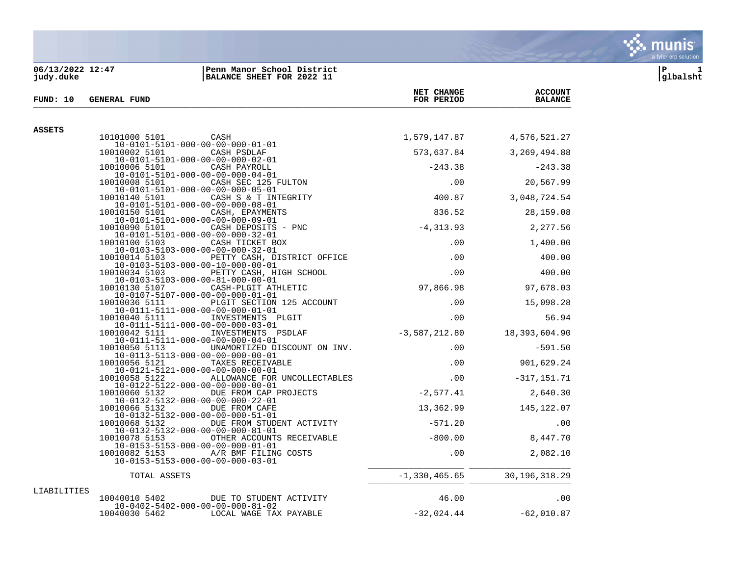**06/13/2022 12:47**
**judy.duke**

**Penn Manor School District**
**BALANCE SHEET FOR 2022 11**

**P 1**
**glbalsht**

**FUND: 10 GENERAL FUND**

| | | NET CHANGE FOR PERIOD | ACCOUNT BALANCE |
|---|---|---|---|
| **ASSETS** | | | |
| 10101000 5101<br>10-0101-5101-000-00-00-000-01-01 | CASH | 1,579,147.87 | 4,576,521.27 |
| 10010002 5101<br>10-0101-5101-000-00-00-000-02-01 | CASH PSDLAF | 573,637.84 | 3,269,494.88 |
| 10010006 5101<br>10-0101-5101-000-00-00-000-04-01 | CASH PAYROLL | -243.38 | -243.38 |
| 10010008 5101<br>10-0101-5101-000-00-00-000-05-01 | CASH SEC 125 FULTON | .00 | 20,567.99 |
| 10010140 5101<br>10-0101-5101-000-00-00-000-08-01 | CASH S & T INTEGRITY | 400.87 | 3,048,724.54 |
| 10010150 5101<br>10-0101-5101-000-00-00-000-09-01 | CASH, EPAYMENTS | 836.52 | 28,159.08 |
| 10010090 5101<br>10-0101-5101-000-00-00-000-32-01 | CASH DEPOSITS - PNC | -4,313.93 | 2,277.56 |
| 10010100 5103<br>10-0103-5103-000-00-00-000-32-01 | CASH TICKET BOX | .00 | 1,400.00 |
| 10010014 5103<br>10-0103-5103-000-00-10-000-00-01 | PETTY CASH, DISTRICT OFFICE | .00 | 400.00 |
| 10010034 5103<br>10-0103-5103-000-00-81-000-00-01 | PETTY CASH, HIGH SCHOOL | .00 | 400.00 |
| 10010130 5107<br>10-0107-5107-000-00-00-000-01-01 | CASH-PLGIT ATHLETIC | 97,866.98 | 97,678.03 |
| 10010036 5111<br>10-0111-5111-000-00-00-000-01-01 | PLGIT SECTION 125 ACCOUNT | .00 | 15,098.28 |
| 10010040 5111<br>10-0111-5111-000-00-00-000-03-01 | INVESTMENTS PLGIT | .00 | 56.94 |
| 10010042 5111<br>10-0111-5111-000-00-00-000-04-01 | INVESTMENTS PSDLAF | -3,587,212.80 | 18,393,604.90 |
| 10010050 5113<br>10-0113-5113-000-00-00-000-00-01 | UNAMORTIZED DISCOUNT ON INV. | .00 | -591.50 |
| 10010056 5121<br>10-0121-5121-000-00-00-000-00-01 | TAXES RECEIVABLE | .00 | 901,629.24 |
| 10010058 5122<br>10-0122-5122-000-00-00-000-00-01 | ALLOWANCE FOR UNCOLLECTABLES | .00 | -317,151.71 |
| 10010060 5132<br>10-0132-5132-000-00-00-000-22-01 | DUE FROM CAP PROJECTS | -2,577.41 | 2,640.30 |
| 10010066 5132<br>10-0132-5132-000-00-00-000-51-01 | DUE FROM CAFE | 13,362.99 | 145,122.07 |
| 10010068 5132<br>10-0132-5132-000-00-00-000-81-01 | DUE FROM STUDENT ACTIVITY | -571.20 | .00 |
| 10010078 5153<br>10-0153-5153-000-00-00-000-01-01 | OTHER ACCOUNTS RECEIVABLE | -800.00 | 8,447.70 |
| 10010082 5153<br>10-0153-5153-000-00-00-000-03-01 | A/R BMF FILING COSTS | .00 | 2,082.10 |
| TOTAL ASSETS | | -1,330,465.65 | 30,196,318.29 |
| LIABILITIES | | | |
| 10040010 5402<br>10-0402-5402-000-00-00-000-81-02 | DUE TO STUDENT ACTIVITY | 46.00 | .00 |
| 10040030 5462 | LOCAL WAGE TAX PAYABLE | -32,024.44 | -62,010.87 |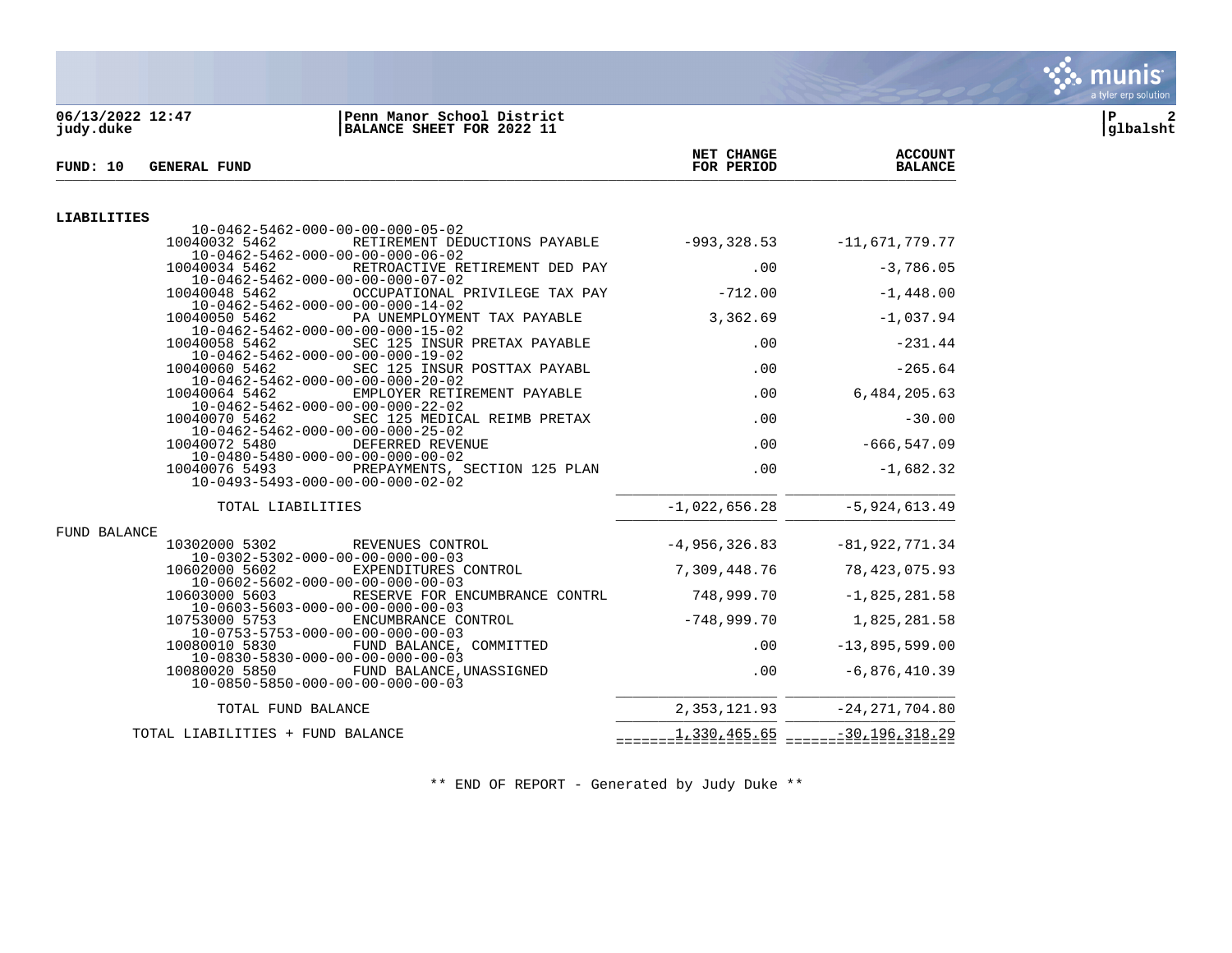**Penn Manor School District**
**BALANCE SHEET FOR 2022 11**

06/13/2022 12:47
judy.duke

glbalsht

## FUND: 10 GENERAL FUND

| | | NET CHANGE FOR PERIOD | ACCOUNT BALANCE |
|---|---|---|---|
| **LIABILITIES** | | | |
| 10040032 5462 (10-0462-5462-000-00-00-000-05-02) | RETIREMENT DEDUCTIONS PAYABLE | -993,328.53 | -11,671,779.77 |
| 10040034 5462 (10-0462-5462-000-00-00-000-06-02) | RETROACTIVE RETIREMENT DED PAY | .00 | -3,786.05 |
| 10040048 5462 (10-0462-5462-000-00-00-000-07-02) | OCCUPATIONAL PRIVILEGE TAX PAY | -712.00 | -1,448.00 |
| 10040050 5462 (10-0462-5462-000-00-00-000-14-02) | PA UNEMPLOYMENT TAX PAYABLE | 3,362.69 | -1,037.94 |
| 10040058 5462 (10-0462-5462-000-00-00-000-15-02) | SEC 125 INSUR PRETAX PAYABLE | .00 | -231.44 |
| 10040060 5462 (10-0462-5462-000-00-00-000-19-02) | SEC 125 INSUR POSTTAX PAYABL | .00 | -265.64 |
| 10040064 5462 (10-0462-5462-000-00-00-000-20-02) | EMPLOYER RETIREMENT PAYABLE | .00 | 6,484,205.63 |
| 10040070 5462 (10-0462-5462-000-00-00-000-22-02) | SEC 125 MEDICAL REIMB PRETAX | .00 | -30.00 |
| 10040072 5480 (10-0462-5462-000-00-00-000-25-02) | DEFERRED REVENUE | .00 | -666,547.09 |
| 10040076 5493 (10-0480-5480-000-00-00-000-00-02) | PREPAYMENTS, SECTION 125 PLAN | .00 | -1,682.32 |
| 10-0493-5493-000-00-00-000-02-02 | | | |
| | TOTAL LIABILITIES | -1,022,656.28 | -5,924,613.49 |
| **FUND BALANCE** | | | |
| 10302000 5302 (10-0302-5302-000-00-00-000-00-03) | REVENUES CONTROL | -4,956,326.83 | -81,922,771.34 |
| 10602000 5602 (10-0602-5602-000-00-00-000-00-03) | EXPENDITURES CONTROL | 7,309,448.76 | 78,423,075.93 |
| 10603000 5603 (10-0603-5603-000-00-00-000-00-03) | RESERVE FOR ENCUMBRANCE CONTRL | 748,999.70 | -1,825,281.58 |
| 10753000 5753 (10-0753-5753-000-00-00-000-00-03) | ENCUMBRANCE CONTROL | -748,999.70 | 1,825,281.58 |
| 10080010 5830 (10-0830-5830-000-00-00-000-00-03) | FUND BALANCE, COMMITTED | .00 | -13,895,599.00 |
| 10080020 5850 (10-0850-5850-000-00-00-000-00-03) | FUND BALANCE,UNASSIGNED | .00 | -6,876,410.39 |
| | TOTAL FUND BALANCE | 2,353,121.93 | -24,271,704.80 |
| | TOTAL LIABILITIES + FUND BALANCE | 1,330,465.65 | -30,196,318.29 |

\*\* END OF REPORT - Generated by Judy Duke \*\*